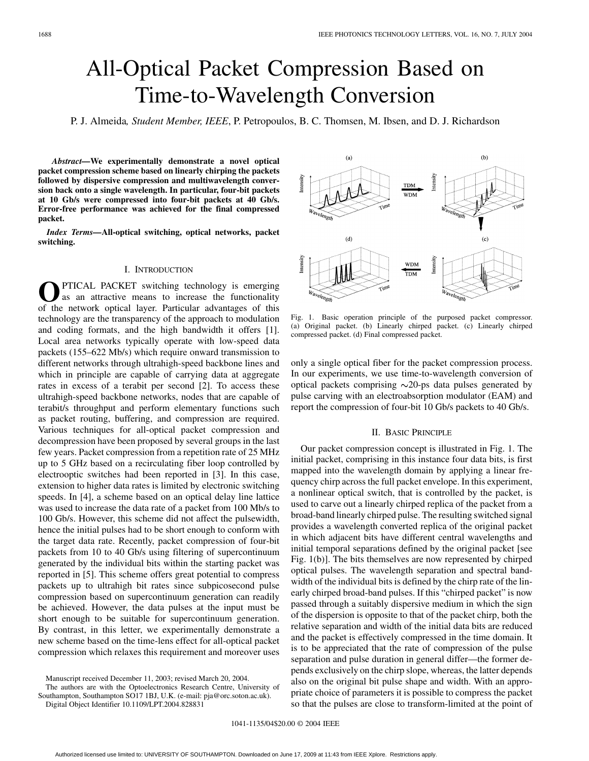# All-Optical Packet Compression Based on Time-to-Wavelength Conversion

P. J. Almeida, *Student Member, IEEE*, P. Petropoulos, B. C. Thomsen, M. Ibsen, and D. J. Richardson

***Abstract*—We experimentally demonstrate a novel optical packet compression scheme based on linearly chirping the packets followed by dispersive compression and multiwavelength conversion back onto a single wavelength. In particular, four-bit packets at 10 Gb/s were compressed into four-bit packets at 40 Gb/s. Error-free performance was achieved for the final compressed packet.**

***Index Terms*—All-optical switching, optical networks, packet switching.**

## I. Introduction

Optical packet switching technology is emerging as an attractive means to increase the functionality of the network optical layer. Particular advantages of this technology are the transparency of the approach to modulation and coding formats, and the high bandwidth it offers [1]. Local area networks typically operate with low-speed data packets (155–622 Mb/s) which require onward transmission to different networks through ultrahigh-speed backbone lines and which in principle are capable of carrying data at aggregate rates in excess of a terabit per second [2]. To access these ultrahigh-speed backbone networks, nodes that are capable of terabit/s throughput and perform elementary functions such as packet routing, buffering, and compression are required. Various techniques for all-optical packet compression and decompression have been proposed by several groups in the last few years. Packet compression from a repetition rate of 25 MHz up to 5 GHz based on a recirculating fiber loop controlled by electrooptic switches had been reported in [3]. In this case, extension to higher data rates is limited by electronic switching speeds. In [4], a scheme based on an optical delay line lattice was used to increase the data rate of a packet from 100 Mb/s to 100 Gb/s. However, this scheme did not affect the pulsewidth, hence the initial pulses had to be short enough to conform with the target data rate. Recently, packet compression of four-bit packets from 10 to 40 Gb/s using filtering of supercontinuum generated by the individual bits within the starting packet was reported in [5]. This scheme offers great potential to compress packets up to ultrahigh bit rates since subpicosecond pulse compression based on supercontinuum generation can readily be achieved. However, the data pulses at the input must be short enough to be suitable for supercontinuum generation. By contrast, in this letter, we experimentally demonstrate a new scheme based on the time-lens effect for all-optical packet compression which relaxes this requirement and moreover uses only a single optical fiber for the packet compression process. In our experiments, we use time-to-wavelength conversion of optical packets comprising ∼20-ps data pulses generated by pulse carving with an electroabsorption modulator (EAM) and report the compression of four-bit 10 Gb/s packets to 40 Gb/s.

Manuscript received December 11, 2003; revised March 20, 2004.

The authors are with the Optoelectronics Research Centre, University of Southampton, Southampton SO17 1BJ, U.K. (e-mail: pja@orc.soton.ac.uk).

Digital Object Identifier 10.1109/LPT.2004.828831

Fig. 1. Basic operation principle of the purposed packet compressor. (a) Original packet. (b) Linearly chirped packet. (c) Linearly chirped compressed packet. (d) Final compressed packet.

## II. Basic Principle

Our packet compression concept is illustrated in Fig. 1. The initial packet, comprising in this instance four data bits, is first mapped into the wavelength domain by applying a linear frequency chirp across the full packet envelope. In this experiment, a nonlinear optical switch, that is controlled by the packet, is used to carve out a linearly chirped replica of the packet from a broad-band linearly chirped pulse. The resulting switched signal provides a wavelength converted replica of the original packet in which adjacent bits have different central wavelengths and initial temporal separations defined by the original packet [see Fig. 1(b)]. The bits themselves are now represented by chirped optical pulses. The wavelength separation and spectral bandwidth of the individual bits is defined by the chirp rate of the linearly chirped broad-band pulses. If this "chirped packet" is now passed through a suitably dispersive medium in which the sign of the dispersion is opposite to that of the packet chirp, both the relative separation and width of the initial data bits are reduced and the packet is effectively compressed in the time domain. It is to be appreciated that the rate of compression of the pulse separation and pulse duration in general differ—the former depends exclusively on the chirp slope, whereas, the latter depends also on the original bit pulse shape and width. With an appropriate choice of parameters it is possible to compress the packet so that the pulses are close to transform-limited at the point of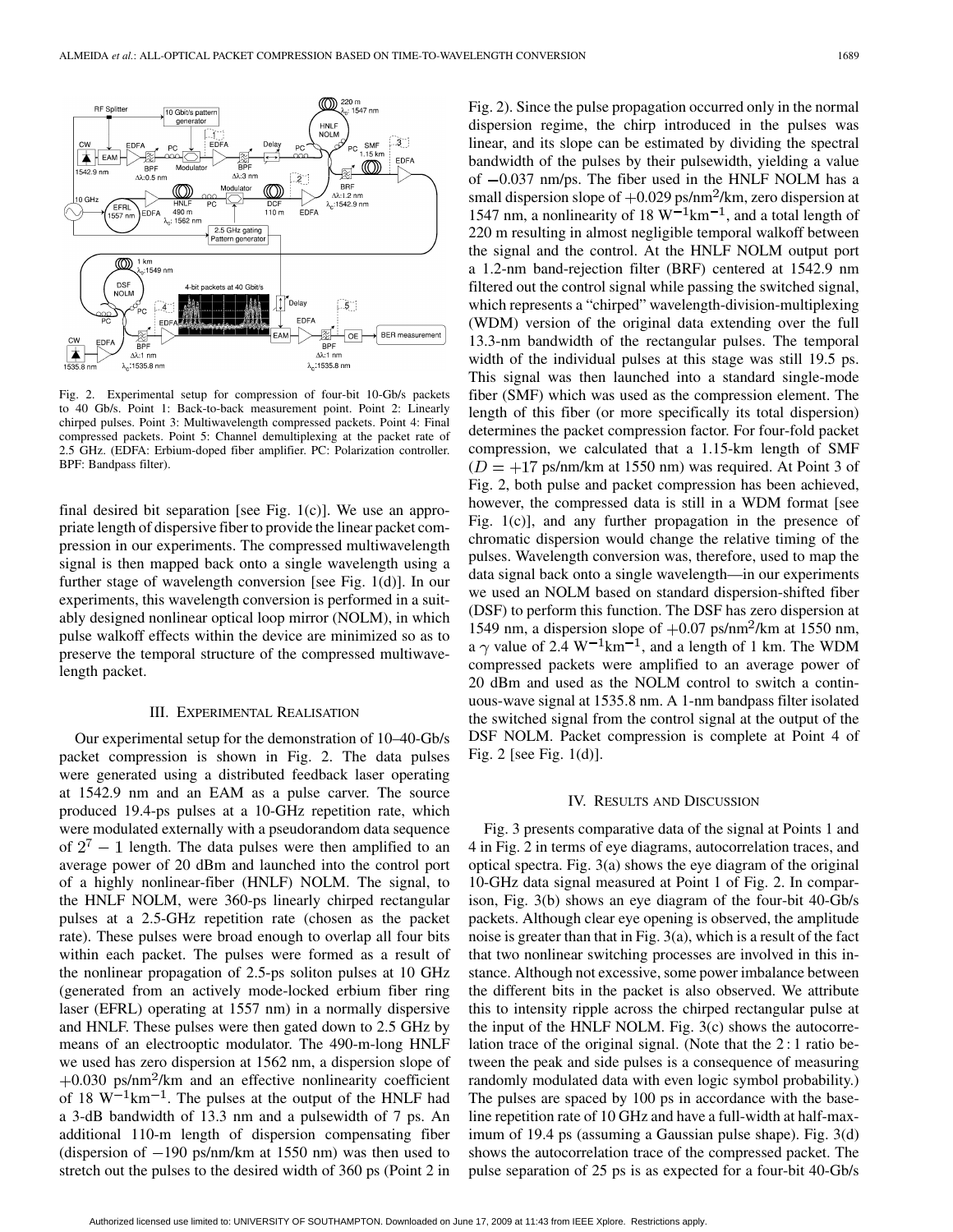Fig. 2. Experimental setup for compression of four-bit 10-Gb/s packets to 40 Gb/s. Point 1: Back-to-back measurement point. Point 2: Linearly chirped pulses. Point 3: Multiwavelength compressed packets. Point 4: Final compressed packets. Point 5: Channel demultiplexing at the packet rate of 2.5 GHz. (EDFA: Erbium-doped fiber amplifier. PC: Polarization controller. BPF: Bandpass filter).

final desired bit separation [see Fig. 1(c)]. We use an appropriate length of dispersive fiber to provide the linear packet compression in our experiments. The compressed multiwavelength signal is then mapped back onto a single wavelength using a further stage of wavelength conversion [see Fig. 1(d)]. In our experiments, this wavelength conversion is performed in a suitably designed nonlinear optical loop mirror (NOLM), in which pulse walkoff effects within the device are minimized so as to preserve the temporal structure of the compressed multiwavelength packet.

## III. Experimental Realisation

Our experimental setup for the demonstration of 10–40-Gb/s packet compression is shown in Fig. 2. The data pulses were generated using a distributed feedback laser operating at 1542.9 nm and an EAM as a pulse carver. The source produced 19.4-ps pulses at a 10-GHz repetition rate, which were modulated externally with a pseudorandom data sequence of $2^7 - 1$ length. The data pulses were then amplified to an average power of 20 dBm and launched into the control port of a highly nonlinear-fiber (HNLF) NOLM. The signal, to the HNLF NOLM, were 360-ps linearly chirped rectangular pulses at a 2.5-GHz repetition rate (chosen as the packet rate). These pulses were broad enough to overlap all four bits within each packet. The pulses were formed as a result of the nonlinear propagation of 2.5-ps soliton pulses at 10 GHz (generated from an actively mode-locked erbium fiber ring laser (EFRL) operating at 1557 nm) in a normally dispersive and HNLF. These pulses were then gated down to 2.5 GHz by means of an electrooptic modulator. The 490-m-long HNLF we used has zero dispersion at 1562 nm, a dispersion slope of $+0.030$ ps/nm$^2$/km and an effective nonlinearity coefficient of 18 W$^{-1}$km$^{-1}$. The pulses at the output of the HNLF had a 3-dB bandwidth of 13.3 nm and a pulsewidth of 7 ps. An additional 110-m length of dispersion compensating fiber (dispersion of $-190$ ps/nm/km at 1550 nm) was then used to stretch out the pulses to the desired width of 360 ps (Point 2 in Fig. 2). Since the pulse propagation occurred only in the normal dispersion regime, the chirp introduced in the pulses was linear, and its slope can be estimated by dividing the spectral bandwidth of the pulses by their pulsewidth, yielding a value of $-0.037$ nm/ps. The fiber used in the HNLF NOLM has a small dispersion slope of $+0.029$ ps/nm$^2$/km, zero dispersion at 1547 nm, a nonlinearity of 18 W$^{-1}$km$^{-1}$, and a total length of 220 m resulting in almost negligible temporal walkoff between the signal and the control. At the HNLF NOLM output port a 1.2-nm band-rejection filter (BRF) centered at 1542.9 nm filtered out the control signal while passing the switched signal, which represents a "chirped" wavelength-division-multiplexing (WDM) version of the original data extending over the full 13.3-nm bandwidth of the rectangular pulses. The temporal width of the individual pulses at this stage was still 19.5 ps. This signal was then launched into a standard single-mode fiber (SMF) which was used as the compression element. The length of this fiber (or more specifically its total dispersion) determines the packet compression factor. For four-fold packet compression, we calculated that a 1.15-km length of SMF ($D = +17$ ps/nm/km at 1550 nm) was required. At Point 3 of Fig. 2, both pulse and packet compression has been achieved, however, the compressed data is still in a WDM format [see Fig. 1(c)], and any further propagation in the presence of chromatic dispersion would change the relative timing of the pulses. Wavelength conversion was, therefore, used to map the data signal back onto a single wavelength—in our experiments we used an NOLM based on standard dispersion-shifted fiber (DSF) to perform this function. The DSF has zero dispersion at 1549 nm, a dispersion slope of $+0.07$ ps/nm$^2$/km at 1550 nm, a $\gamma$ value of 2.4 W$^{-1}$km$^{-1}$, and a length of 1 km. The WDM compressed packets were amplified to an average power of 20 dBm and used as the NOLM control to switch a continuous-wave signal at 1535.8 nm. A 1-nm bandpass filter isolated the switched signal from the control signal at the output of the DSF NOLM. Packet compression is complete at Point 4 of Fig. 2 [see Fig. 1(d)].

## IV. Results and Discussion

Fig. 3 presents comparative data of the signal at Points 1 and 4 in Fig. 2 in terms of eye diagrams, autocorrelation traces, and optical spectra. Fig. 3(a) shows the eye diagram of the original 10-GHz data signal measured at Point 1 of Fig. 2. In comparison, Fig. 3(b) shows an eye diagram of the four-bit 40-Gb/s packets. Although clear eye opening is observed, the amplitude noise is greater than that in Fig. 3(a), which is a result of the fact that two nonlinear switching processes are involved in this instance. Although not excessive, some power imbalance between the different bits in the packet is also observed. We attribute this to intensity ripple across the chirped rectangular pulse at the input of the HNLF NOLM. Fig. 3(c) shows the autocorrelation trace of the original signal. (Note that the 2 : 1 ratio between the peak and side pulses is a consequence of measuring randomly modulated data with even logic symbol probability.) The pulses are spaced by 100 ps in accordance with the baseline repetition rate of 10 GHz and have a full-width at half-maximum of 19.4 ps (assuming a Gaussian pulse shape). Fig. 3(d) shows the autocorrelation trace of the compressed packet. The pulse separation of 25 ps is as expected for a four-bit 40-Gb/s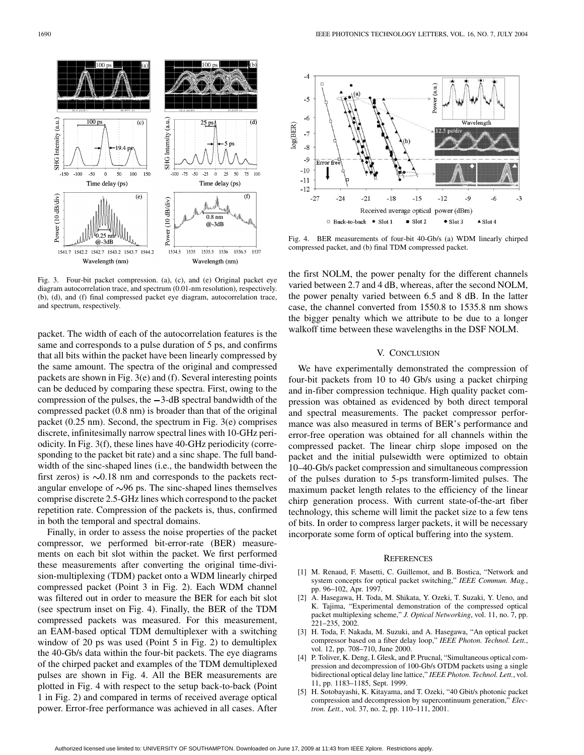Fig. 3. Four-bit packet compression. (a), (c), and (e) Original packet eye diagram autocorrelation trace, and spectrum (0.01-nm resolution), respectively. (b), (d), and (f) final compressed packet eye diagram, autocorrelation trace, and spectrum, respectively.

packet. The width of each of the autocorrelation features is the same and corresponds to a pulse duration of 5 ps, and confirms that all bits within the packet have been linearly compressed by the same amount. The spectra of the original and compressed packets are shown in Fig. 3(e) and (f). Several interesting points can be deduced by comparing these spectra. First, owing to the compression of the pulses, the −3-dB spectral bandwidth of the compressed packet (0.8 nm) is broader than that of the original packet (0.25 nm). Second, the spectrum in Fig. 3(e) comprises discrete, infinitesimally narrow spectral lines with 10-GHz periodicity. In Fig. 3(f), these lines have 40-GHz periodicity (corresponding to the packet bit rate) and a sinc shape. The full bandwidth of the sinc-shaped lines (i.e., the bandwidth between the first zeros) is ~0.18 nm and corresponds to the packets rectangular envelope of ~96 ps. The sinc-shaped lines themselves comprise discrete 2.5-GHz lines which correspond to the packet repetition rate. Compression of the packets is, thus, confirmed in both the temporal and spectral domains.

Finally, in order to assess the noise properties of the packet compressor, we performed bit-error-rate (BER) measurements on each bit slot within the packet. We first performed these measurements after converting the original time-division-multiplexing (TDM) packet onto a WDM linearly chirped compressed packet (Point 3 in Fig. 2). Each WDM channel was filtered out in order to measure the BER for each bit slot (see spectrum inset on Fig. 4). Finally, the BER of the TDM compressed packets was measured. For this measurement, an EAM-based optical TDM demultiplexer with a switching window of 20 ps was used (Point 5 in Fig. 2) to demultiplex the 40-Gb/s data within the four-bit packets. The eye diagrams of the chirped packet and examples of the TDM demultiplexed pulses are shown in Fig. 4. All the BER measurements are plotted in Fig. 4 with respect to the setup back-to-back (Point 1 in Fig. 2) and compared in terms of received average optical power. Error-free performance was achieved in all cases. After the first NOLM, the power penalty for the different channels varied between 2.7 and 4 dB, whereas, after the second NOLM, the power penalty varied between 6.5 and 8 dB. In the latter case, the channel converted from 1550.8 to 1535.8 nm shows the bigger penalty which we attribute to be due to a longer walkoff time between these wavelengths in the DSF NOLM.

Fig. 4. BER measurements of four-bit 40-Gb/s (a) WDM linearly chirped compressed packet, and (b) final TDM compressed packet.

## V. Conclusion

We have experimentally demonstrated the compression of four-bit packets from 10 to 40 Gb/s using a packet chirping and in-fiber compression technique. High quality packet compression was obtained as evidenced by both direct temporal and spectral measurements. The packet compressor performance was also measured in terms of BER's performance and error-free operation was obtained for all channels within the compressed packet. The linear chirp slope imposed on the packet and the initial pulsewidth were optimized to obtain 10–40-Gb/s packet compression and simultaneous compression of the pulses duration to 5-ps transform-limited pulses. The maximum packet length relates to the efficiency of the linear chirp generation process. With current state-of-the-art fiber technology, this scheme will limit the packet size to a few tens of bits. In order to compress larger packets, it will be necessary incorporate some form of optical buffering into the system.

## References

[1] M. Renaud, F. Masetti, C. Guillemot, and B. Bostica, "Network and system concepts for optical packet switching," *IEEE Commun. Mag.*, pp. 96–102, Apr. 1997.

[2] A. Hasegawa, H. Toda, M. Shikata, Y. Ozeki, T. Suzaki, Y. Ueno, and K. Tajima, "Experimental demonstration of the compressed optical packet multiplexing scheme," *J. Optical Networking*, vol. 11, no. 7, pp. 221–235, 2002.

[3] H. Toda, F. Nakada, M. Suzuki, and A. Hasegawa, "An optical packet compressor based on a fiber delay loop," *IEEE Photon. Technol. Lett.*, vol. 12, pp. 708–710, June 2000.

[4] P. Toliver, K. Deng, I. Glesk, and P. Prucnal, "Simultaneous optical compression and decompression of 100-Gb/s OTDM packets using a single bidirectional optical delay line lattice," *IEEE Photon. Technol. Lett.*, vol. 11, pp. 1183–1185, Sept. 1999.

[5] H. Sotobayashi, K. Kitayama, and T. Ozeki, "40 Gbit/s photonic packet compression and decompression by supercontinuum generation," *Electron. Lett.*, vol. 37, no. 2, pp. 110–111, 2001.